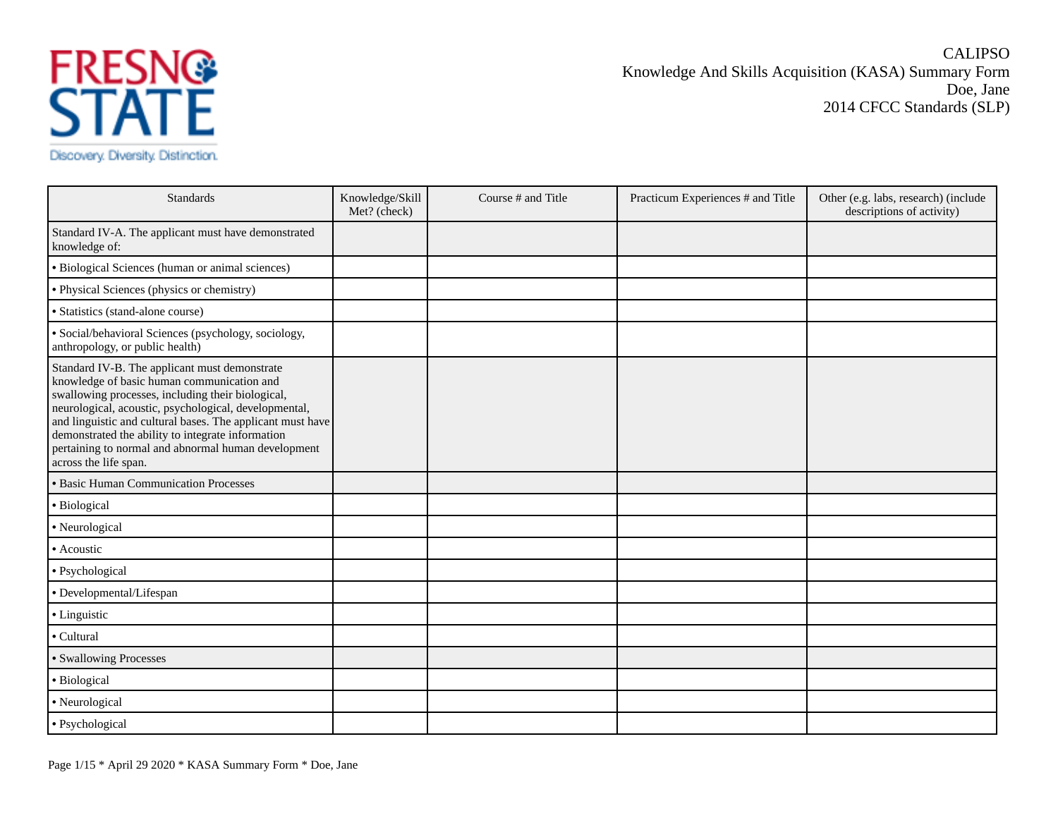FRESNO STATE

Discovery. Diversity. Distinction.

CALIPSO
Knowledge And Skills Acquisition (KASA) Summary Form
Doe, Jane
2014 CFCC Standards (SLP)

| Standards | Knowledge/Skill Met? (check) | Course # and Title | Practicum Experiences # and Title | Other (e.g. labs, research) (include descriptions of activity) |
|---|---|---|---|---|
| Standard IV-A. The applicant must have demonstrated knowledge of: | | | | |
| • Biological Sciences (human or animal sciences) | | | | |
| • Physical Sciences (physics or chemistry) | | | | |
| • Statistics (stand-alone course) | | | | |
| • Social/behavioral Sciences (psychology, sociology, anthropology, or public health) | | | | |
| Standard IV-B. The applicant must demonstrate knowledge of basic human communication and swallowing processes, including their biological, neurological, acoustic, psychological, developmental, and linguistic and cultural bases. The applicant must have demonstrated the ability to integrate information pertaining to normal and abnormal human development across the life span. | | | | |
| • Basic Human Communication Processes | | | | |
| • Biological | | | | |
| • Neurological | | | | |
| • Acoustic | | | | |
| • Psychological | | | | |
| • Developmental/Lifespan | | | | |
| • Linguistic | | | | |
| • Cultural | | | | |
| • Swallowing Processes | | | | |
| • Biological | | | | |
| • Neurological | | | | |
| • Psychological | | | | |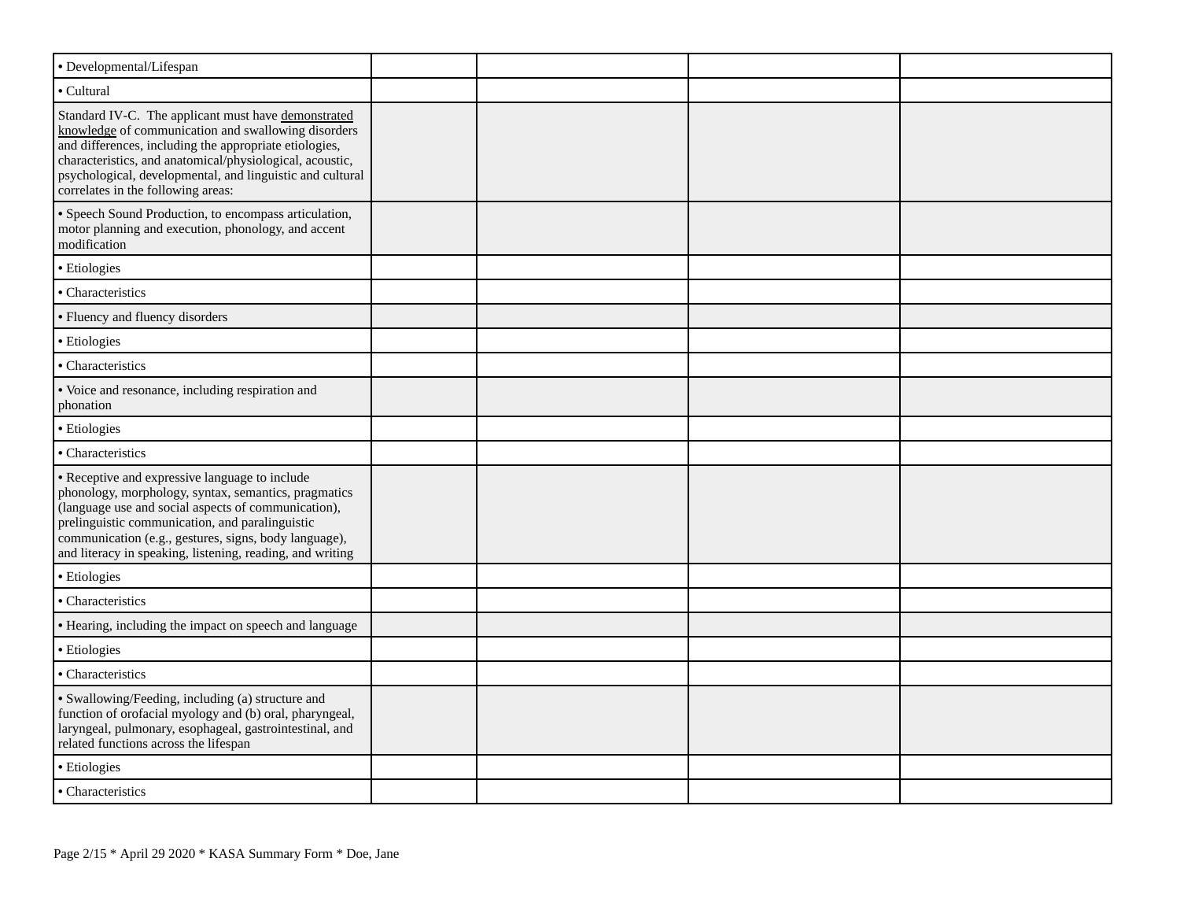| | | | | |
|---|---|---|---|---|
| • Developmental/Lifespan | | | | |
| • Cultural | | | | |
| Standard IV-C. The applicant must have demonstrated knowledge of communication and swallowing disorders and differences, including the appropriate etiologies, characteristics, and anatomical/physiological, acoustic, psychological, developmental, and linguistic and cultural correlates in the following areas: | | | | |
| • Speech Sound Production, to encompass articulation, motor planning and execution, phonology, and accent modification | | | | |
| • Etiologies | | | | |
| • Characteristics | | | | |
| • Fluency and fluency disorders | | | | |
| • Etiologies | | | | |
| • Characteristics | | | | |
| • Voice and resonance, including respiration and phonation | | | | |
| • Etiologies | | | | |
| • Characteristics | | | | |
| • Receptive and expressive language to include phonology, morphology, syntax, semantics, pragmatics (language use and social aspects of communication), prelinguistic communication, and paralinguistic communication (e.g., gestures, signs, body language), and literacy in speaking, listening, reading, and writing | | | | |
| • Etiologies | | | | |
| • Characteristics | | | | |
| • Hearing, including the impact on speech and language | | | | |
| • Etiologies | | | | |
| • Characteristics | | | | |
| • Swallowing/Feeding, including (a) structure and function of orofacial myology and (b) oral, pharyngeal, laryngeal, pulmonary, esophageal, gastrointestinal, and related functions across the lifespan | | | | |
| • Etiologies | | | | |
| • Characteristics | | | | |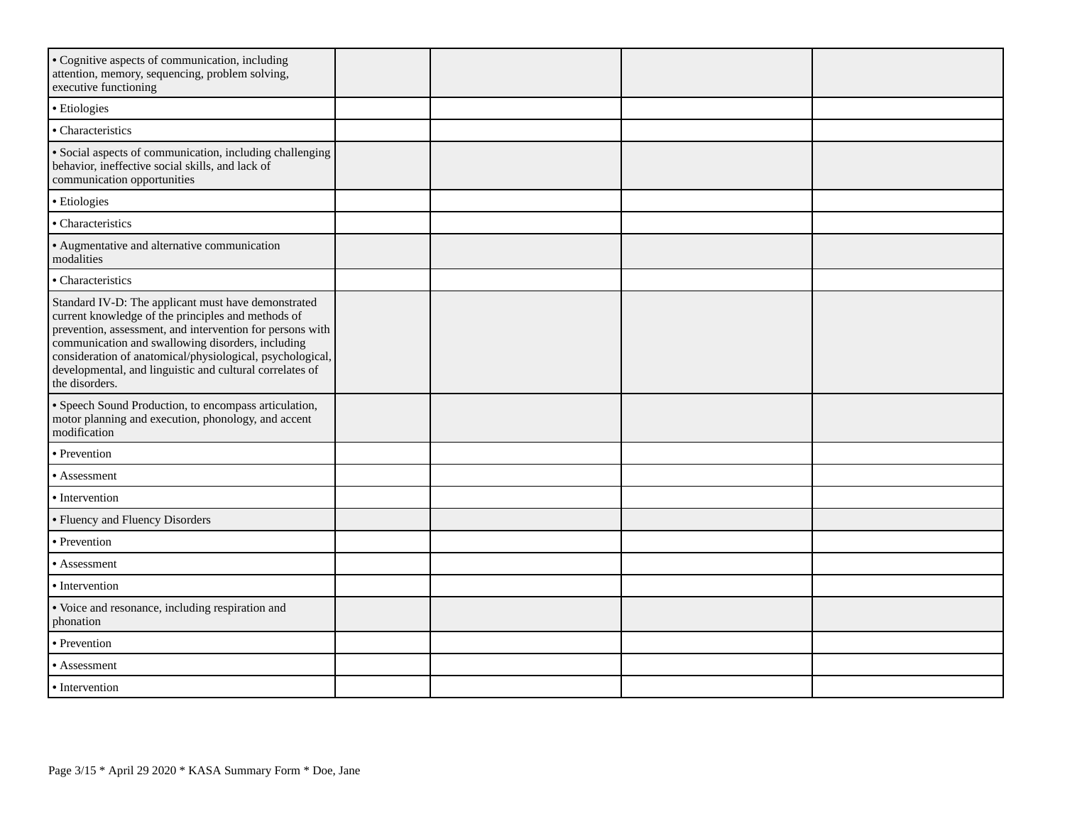| | | | | |
|---|---|---|---|---|
| • Cognitive aspects of communication, including attention, memory, sequencing, problem solving, executive functioning | | | | |
| • Etiologies | | | | |
| • Characteristics | | | | |
| • Social aspects of communication, including challenging behavior, ineffective social skills, and lack of communication opportunities | | | | |
| • Etiologies | | | | |
| • Characteristics | | | | |
| • Augmentative and alternative communication modalities | | | | |
| • Characteristics | | | | |
| Standard IV-D: The applicant must have demonstrated current knowledge of the principles and methods of prevention, assessment, and intervention for persons with communication and swallowing disorders, including consideration of anatomical/physiological, psychological, developmental, and linguistic and cultural correlates of the disorders. | | | | |
| • Speech Sound Production, to encompass articulation, motor planning and execution, phonology, and accent modification | | | | |
| • Prevention | | | | |
| • Assessment | | | | |
| • Intervention | | | | |
| • Fluency and Fluency Disorders | | | | |
| • Prevention | | | | |
| • Assessment | | | | |
| • Intervention | | | | |
| • Voice and resonance, including respiration and phonation | | | | |
| • Prevention | | | | |
| • Assessment | | | | |
| • Intervention | | | | |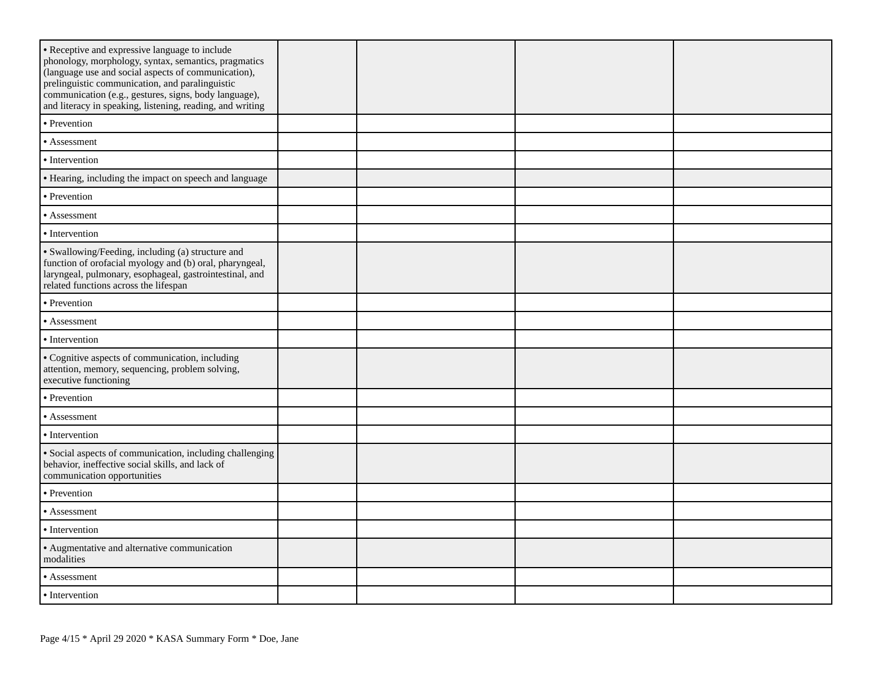| | | | | |
|---|---|---|---|---|
| • Receptive and expressive language to include phonology, morphology, syntax, semantics, pragmatics (language use and social aspects of communication), prelinguistic communication, and paralinguistic communication (e.g., gestures, signs, body language), and literacy in speaking, listening, reading, and writing | | | | |
| • Prevention | | | | |
| • Assessment | | | | |
| • Intervention | | | | |
| • Hearing, including the impact on speech and language | | | | |
| • Prevention | | | | |
| • Assessment | | | | |
| • Intervention | | | | |
| • Swallowing/Feeding, including (a) structure and function of orofacial myology and (b) oral, pharyngeal, laryngeal, pulmonary, esophageal, gastrointestinal, and related functions across the lifespan | | | | |
| • Prevention | | | | |
| • Assessment | | | | |
| • Intervention | | | | |
| • Cognitive aspects of communication, including attention, memory, sequencing, problem solving, executive functioning | | | | |
| • Prevention | | | | |
| • Assessment | | | | |
| • Intervention | | | | |
| • Social aspects of communication, including challenging behavior, ineffective social skills, and lack of communication opportunities | | | | |
| • Prevention | | | | |
| • Assessment | | | | |
| • Intervention | | | | |
| • Augmentative and alternative communication modalities | | | | |
| • Assessment | | | | |
| • Intervention | | | | |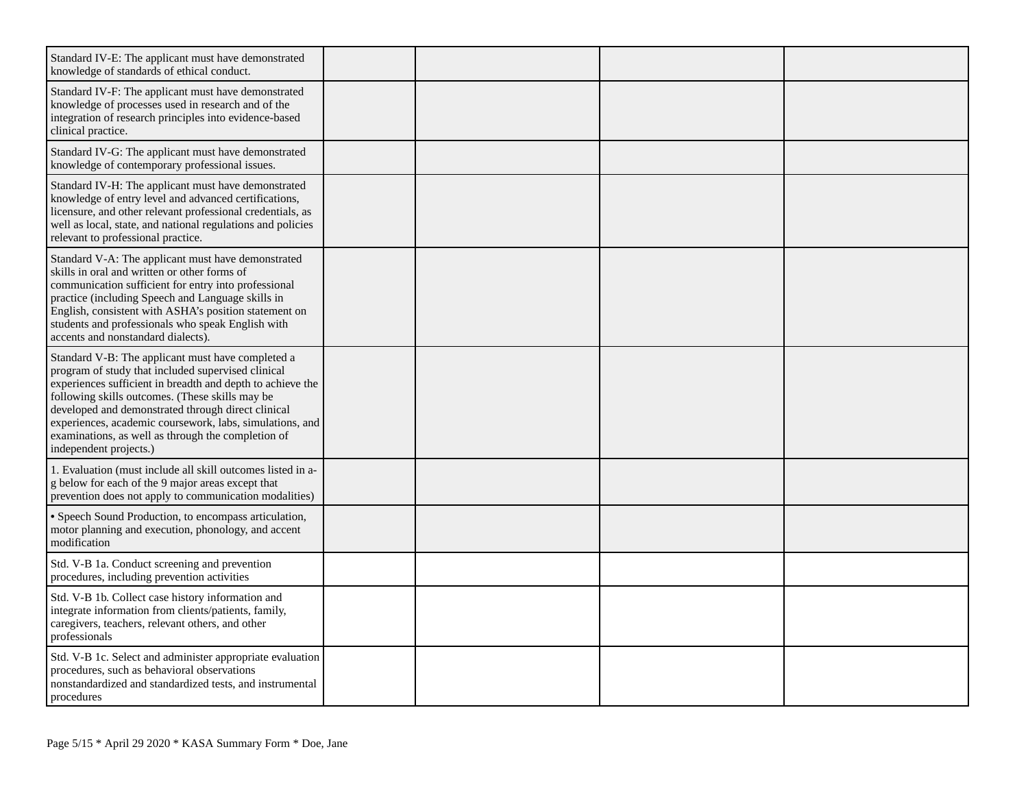| | | | | |
|---|---|---|---|---|
| Standard IV-E: The applicant must have demonstrated knowledge of standards of ethical conduct. | | | | |
| Standard IV-F: The applicant must have demonstrated knowledge of processes used in research and of the integration of research principles into evidence-based clinical practice. | | | | |
| Standard IV-G: The applicant must have demonstrated knowledge of contemporary professional issues. | | | | |
| Standard IV-H: The applicant must have demonstrated knowledge of entry level and advanced certifications, licensure, and other relevant professional credentials, as well as local, state, and national regulations and policies relevant to professional practice. | | | | |
| Standard V-A: The applicant must have demonstrated skills in oral and written or other forms of communication sufficient for entry into professional practice (including Speech and Language skills in English, consistent with ASHA's position statement on students and professionals who speak English with accents and nonstandard dialects). | | | | |
| Standard V-B: The applicant must have completed a program of study that included supervised clinical experiences sufficient in breadth and depth to achieve the following skills outcomes. (These skills may be developed and demonstrated through direct clinical experiences, academic coursework, labs, simulations, and examinations, as well as through the completion of independent projects.) | | | | |
| 1. Evaluation (must include all skill outcomes listed in a-g below for each of the 9 major areas except that prevention does not apply to communication modalities) | | | | |
| • Speech Sound Production, to encompass articulation, motor planning and execution, phonology, and accent modification | | | | |
| Std. V-B 1a. Conduct screening and prevention procedures, including prevention activities | | | | |
| Std. V-B 1b. Collect case history information and integrate information from clients/patients, family, caregivers, teachers, relevant others, and other professionals | | | | |
| Std. V-B 1c. Select and administer appropriate evaluation procedures, such as behavioral observations nonstandardized and standardized tests, and instrumental procedures | | | | |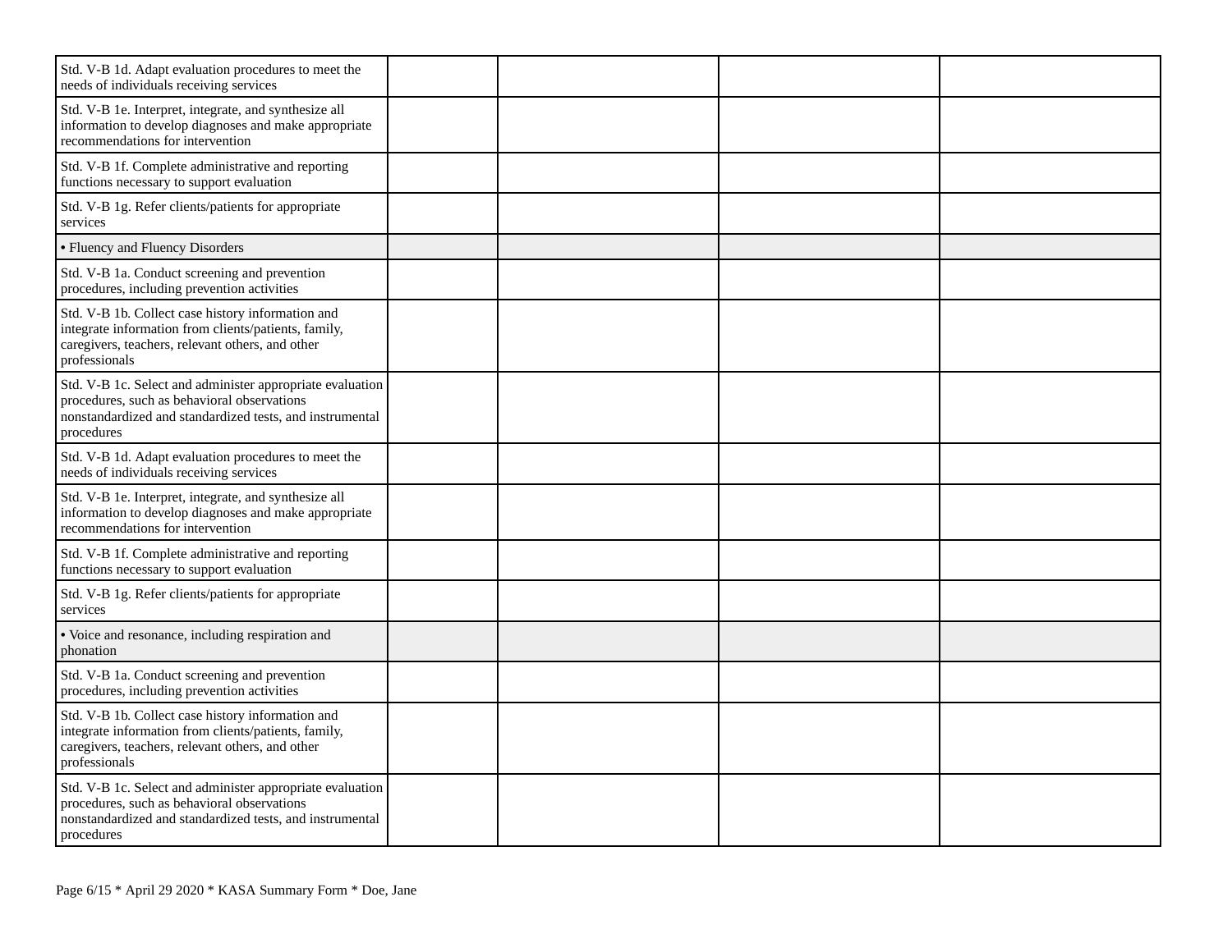| | | | | |
|---|---|---|---|---|
| Std. V-B 1d. Adapt evaluation procedures to meet the needs of individuals receiving services | | | | |
| Std. V-B 1e. Interpret, integrate, and synthesize all information to develop diagnoses and make appropriate recommendations for intervention | | | | |
| Std. V-B 1f. Complete administrative and reporting functions necessary to support evaluation | | | | |
| Std. V-B 1g. Refer clients/patients for appropriate services | | | | |
| • Fluency and Fluency Disorders | | | | |
| Std. V-B 1a. Conduct screening and prevention procedures, including prevention activities | | | | |
| Std. V-B 1b. Collect case history information and integrate information from clients/patients, family, caregivers, teachers, relevant others, and other professionals | | | | |
| Std. V-B 1c. Select and administer appropriate evaluation procedures, such as behavioral observations nonstandardized and standardized tests, and instrumental procedures | | | | |
| Std. V-B 1d. Adapt evaluation procedures to meet the needs of individuals receiving services | | | | |
| Std. V-B 1e. Interpret, integrate, and synthesize all information to develop diagnoses and make appropriate recommendations for intervention | | | | |
| Std. V-B 1f. Complete administrative and reporting functions necessary to support evaluation | | | | |
| Std. V-B 1g. Refer clients/patients for appropriate services | | | | |
| • Voice and resonance, including respiration and phonation | | | | |
| Std. V-B 1a. Conduct screening and prevention procedures, including prevention activities | | | | |
| Std. V-B 1b. Collect case history information and integrate information from clients/patients, family, caregivers, teachers, relevant others, and other professionals | | | | |
| Std. V-B 1c. Select and administer appropriate evaluation procedures, such as behavioral observations nonstandardized and standardized tests, and instrumental procedures | | | | |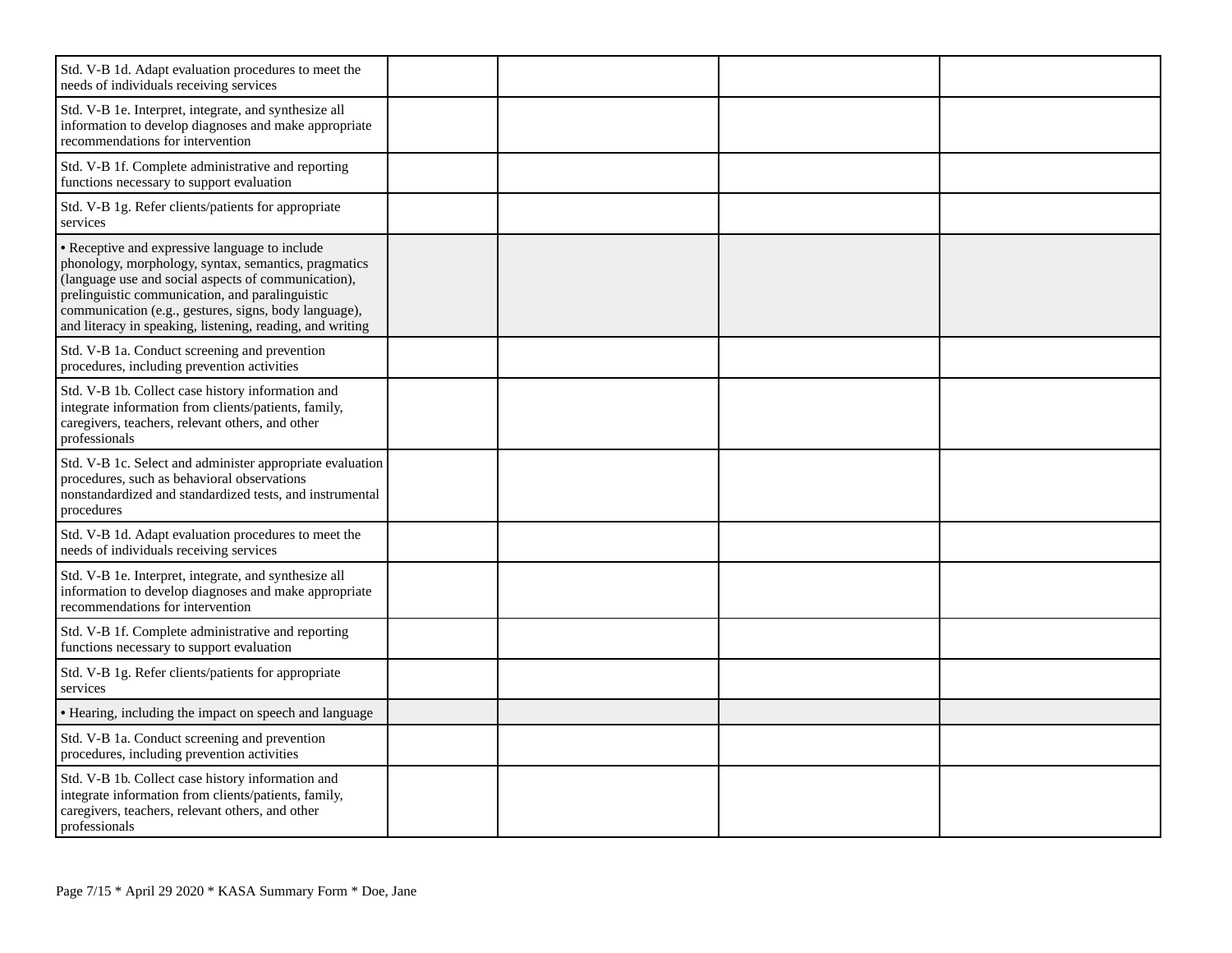| | | | | |
|---|---|---|---|---|
| Std. V-B 1d. Adapt evaluation procedures to meet the needs of individuals receiving services | | | | |
| Std. V-B 1e. Interpret, integrate, and synthesize all information to develop diagnoses and make appropriate recommendations for intervention | | | | |
| Std. V-B 1f. Complete administrative and reporting functions necessary to support evaluation | | | | |
| Std. V-B 1g. Refer clients/patients for appropriate services | | | | |
| • Receptive and expressive language to include phonology, morphology, syntax, semantics, pragmatics (language use and social aspects of communication), prelinguistic communication, and paralinguistic communication (e.g., gestures, signs, body language), and literacy in speaking, listening, reading, and writing | | | | |
| Std. V-B 1a. Conduct screening and prevention procedures, including prevention activities | | | | |
| Std. V-B 1b. Collect case history information and integrate information from clients/patients, family, caregivers, teachers, relevant others, and other professionals | | | | |
| Std. V-B 1c. Select and administer appropriate evaluation procedures, such as behavioral observations nonstandardized and standardized tests, and instrumental procedures | | | | |
| Std. V-B 1d. Adapt evaluation procedures to meet the needs of individuals receiving services | | | | |
| Std. V-B 1e. Interpret, integrate, and synthesize all information to develop diagnoses and make appropriate recommendations for intervention | | | | |
| Std. V-B 1f. Complete administrative and reporting functions necessary to support evaluation | | | | |
| Std. V-B 1g. Refer clients/patients for appropriate services | | | | |
| • Hearing, including the impact on speech and language | | | | |
| Std. V-B 1a. Conduct screening and prevention procedures, including prevention activities | | | | |
| Std. V-B 1b. Collect case history information and integrate information from clients/patients, family, caregivers, teachers, relevant others, and other professionals | | | | |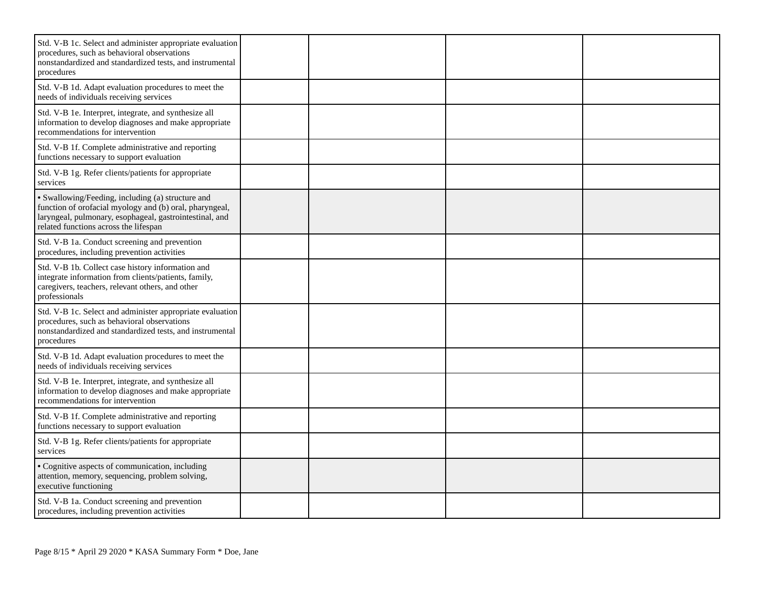| | | | | |
|---|---|---|---|---|
| Std. V-B 1c. Select and administer appropriate evaluation procedures, such as behavioral observations nonstandardized and standardized tests, and instrumental procedures | | | | |
| Std. V-B 1d. Adapt evaluation procedures to meet the needs of individuals receiving services | | | | |
| Std. V-B 1e. Interpret, integrate, and synthesize all information to develop diagnoses and make appropriate recommendations for intervention | | | | |
| Std. V-B 1f. Complete administrative and reporting functions necessary to support evaluation | | | | |
| Std. V-B 1g. Refer clients/patients for appropriate services | | | | |
| • Swallowing/Feeding, including (a) structure and function of orofacial myology and (b) oral, pharyngeal, laryngeal, pulmonary, esophageal, gastrointestinal, and related functions across the lifespan | | | | |
| Std. V-B 1a. Conduct screening and prevention procedures, including prevention activities | | | | |
| Std. V-B 1b. Collect case history information and integrate information from clients/patients, family, caregivers, teachers, relevant others, and other professionals | | | | |
| Std. V-B 1c. Select and administer appropriate evaluation procedures, such as behavioral observations nonstandardized and standardized tests, and instrumental procedures | | | | |
| Std. V-B 1d. Adapt evaluation procedures to meet the needs of individuals receiving services | | | | |
| Std. V-B 1e. Interpret, integrate, and synthesize all information to develop diagnoses and make appropriate recommendations for intervention | | | | |
| Std. V-B 1f. Complete administrative and reporting functions necessary to support evaluation | | | | |
| Std. V-B 1g. Refer clients/patients for appropriate services | | | | |
| • Cognitive aspects of communication, including attention, memory, sequencing, problem solving, executive functioning | | | | |
| Std. V-B 1a. Conduct screening and prevention procedures, including prevention activities | | | | |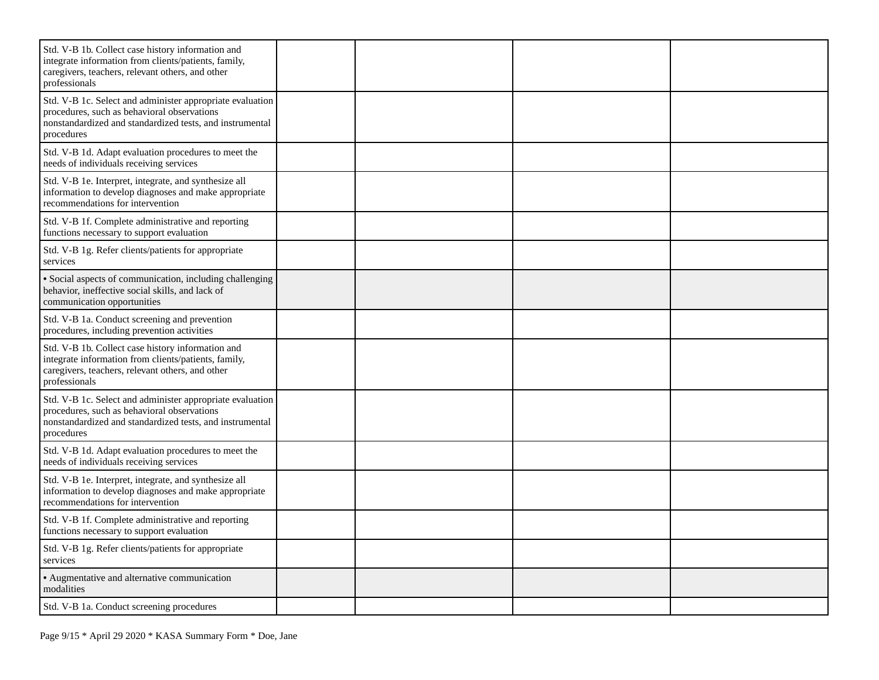| | | | | |
|---|---|---|---|---|
| Std. V-B 1b. Collect case history information and integrate information from clients/patients, family, caregivers, teachers, relevant others, and other professionals | | | | |
| Std. V-B 1c. Select and administer appropriate evaluation procedures, such as behavioral observations nonstandardized and standardized tests, and instrumental procedures | | | | |
| Std. V-B 1d. Adapt evaluation procedures to meet the needs of individuals receiving services | | | | |
| Std. V-B 1e. Interpret, integrate, and synthesize all information to develop diagnoses and make appropriate recommendations for intervention | | | | |
| Std. V-B 1f. Complete administrative and reporting functions necessary to support evaluation | | | | |
| Std. V-B 1g. Refer clients/patients for appropriate services | | | | |
| • Social aspects of communication, including challenging behavior, ineffective social skills, and lack of communication opportunities | | | | |
| Std. V-B 1a. Conduct screening and prevention procedures, including prevention activities | | | | |
| Std. V-B 1b. Collect case history information and integrate information from clients/patients, family, caregivers, teachers, relevant others, and other professionals | | | | |
| Std. V-B 1c. Select and administer appropriate evaluation procedures, such as behavioral observations nonstandardized and standardized tests, and instrumental procedures | | | | |
| Std. V-B 1d. Adapt evaluation procedures to meet the needs of individuals receiving services | | | | |
| Std. V-B 1e. Interpret, integrate, and synthesize all information to develop diagnoses and make appropriate recommendations for intervention | | | | |
| Std. V-B 1f. Complete administrative and reporting functions necessary to support evaluation | | | | |
| Std. V-B 1g. Refer clients/patients for appropriate services | | | | |
| • Augmentative and alternative communication modalities | | | | |
| Std. V-B 1a. Conduct screening procedures | | | | |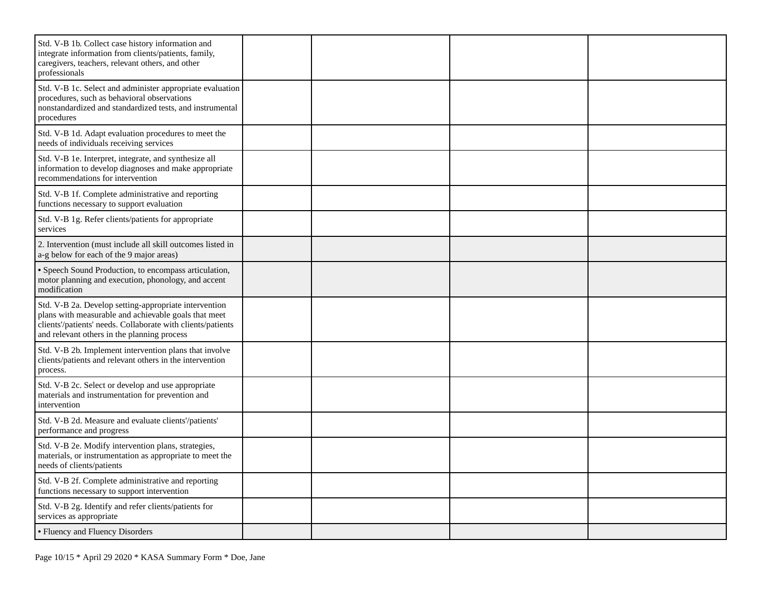| | | | | |
|---|---|---|---|---|
| Std. V-B 1b. Collect case history information and integrate information from clients/patients, family, caregivers, teachers, relevant others, and other professionals | | | | |
| Std. V-B 1c. Select and administer appropriate evaluation procedures, such as behavioral observations nonstandardized and standardized tests, and instrumental procedures | | | | |
| Std. V-B 1d. Adapt evaluation procedures to meet the needs of individuals receiving services | | | | |
| Std. V-B 1e. Interpret, integrate, and synthesize all information to develop diagnoses and make appropriate recommendations for intervention | | | | |
| Std. V-B 1f. Complete administrative and reporting functions necessary to support evaluation | | | | |
| Std. V-B 1g. Refer clients/patients for appropriate services | | | | |
| 2. Intervention (must include all skill outcomes listed in a-g below for each of the 9 major areas) | | | | |
| • Speech Sound Production, to encompass articulation, motor planning and execution, phonology, and accent modification | | | | |
| Std. V-B 2a. Develop setting-appropriate intervention plans with measurable and achievable goals that meet clients'/patients' needs. Collaborate with clients/patients and relevant others in the planning process | | | | |
| Std. V-B 2b. Implement intervention plans that involve clients/patients and relevant others in the intervention process. | | | | |
| Std. V-B 2c. Select or develop and use appropriate materials and instrumentation for prevention and intervention | | | | |
| Std. V-B 2d. Measure and evaluate clients'/patients' performance and progress | | | | |
| Std. V-B 2e. Modify intervention plans, strategies, materials, or instrumentation as appropriate to meet the needs of clients/patients | | | | |
| Std. V-B 2f. Complete administrative and reporting functions necessary to support intervention | | | | |
| Std. V-B 2g. Identify and refer clients/patients for services as appropriate | | | | |
| • Fluency and Fluency Disorders | | | | |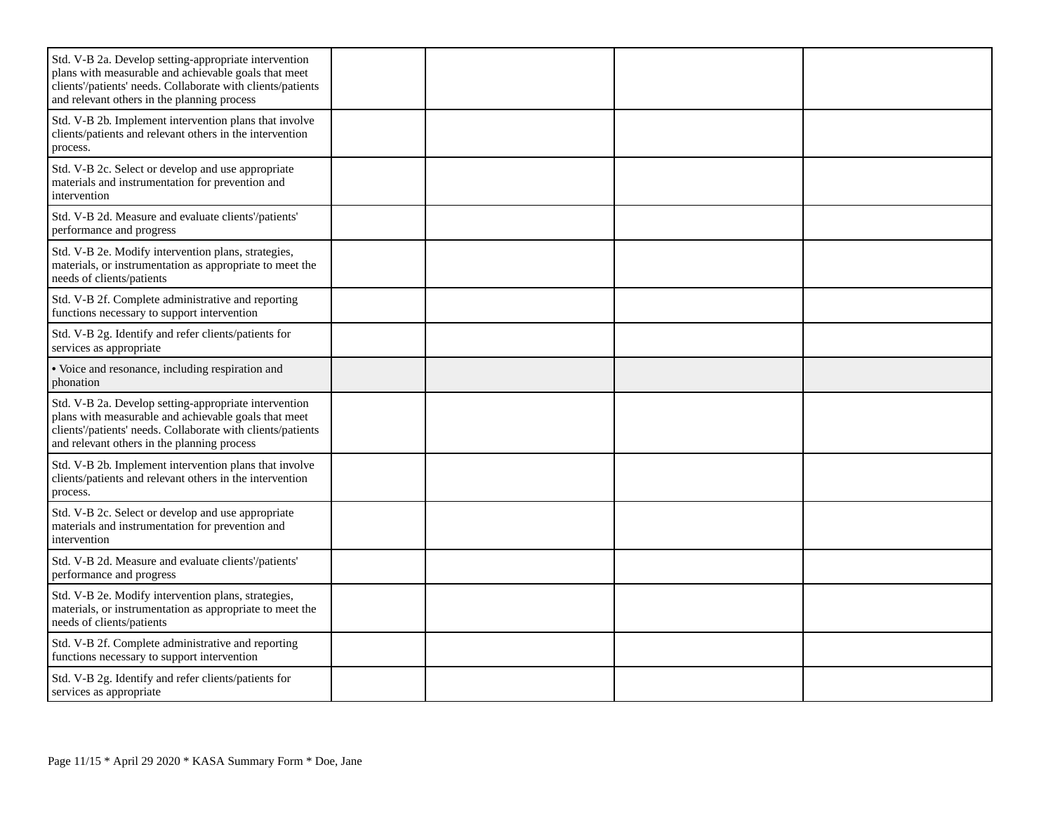| | | | | |
|---|---|---|---|---|
| Std. V-B 2a. Develop setting-appropriate intervention plans with measurable and achievable goals that meet clients'/patients' needs. Collaborate with clients/patients and relevant others in the planning process | | | | |
| Std. V-B 2b. Implement intervention plans that involve clients/patients and relevant others in the intervention process. | | | | |
| Std. V-B 2c. Select or develop and use appropriate materials and instrumentation for prevention and intervention | | | | |
| Std. V-B 2d. Measure and evaluate clients'/patients' performance and progress | | | | |
| Std. V-B 2e. Modify intervention plans, strategies, materials, or instrumentation as appropriate to meet the needs of clients/patients | | | | |
| Std. V-B 2f. Complete administrative and reporting functions necessary to support intervention | | | | |
| Std. V-B 2g. Identify and refer clients/patients for services as appropriate | | | | |
| • Voice and resonance, including respiration and phonation | | | | |
| Std. V-B 2a. Develop setting-appropriate intervention plans with measurable and achievable goals that meet clients'/patients' needs. Collaborate with clients/patients and relevant others in the planning process | | | | |
| Std. V-B 2b. Implement intervention plans that involve clients/patients and relevant others in the intervention process. | | | | |
| Std. V-B 2c. Select or develop and use appropriate materials and instrumentation for prevention and intervention | | | | |
| Std. V-B 2d. Measure and evaluate clients'/patients' performance and progress | | | | |
| Std. V-B 2e. Modify intervention plans, strategies, materials, or instrumentation as appropriate to meet the needs of clients/patients | | | | |
| Std. V-B 2f. Complete administrative and reporting functions necessary to support intervention | | | | |
| Std. V-B 2g. Identify and refer clients/patients for services as appropriate | | | | |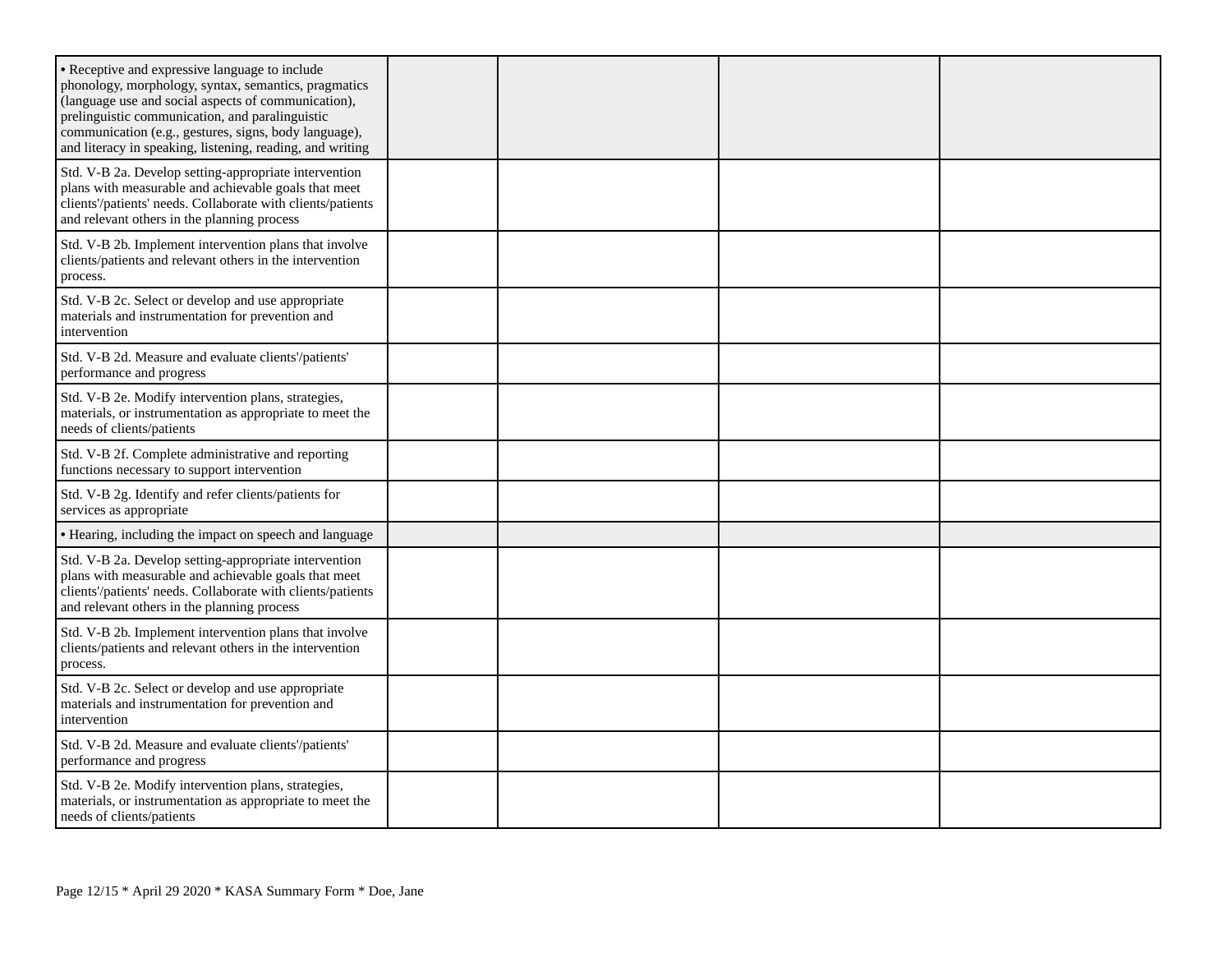| | | | | |
|---|---|---|---|---|
| • Receptive and expressive language to include phonology, morphology, syntax, semantics, pragmatics (language use and social aspects of communication), prelinguistic communication, and paralinguistic communication (e.g., gestures, signs, body language), and literacy in speaking, listening, reading, and writing | | | | |
| Std. V-B 2a. Develop setting-appropriate intervention plans with measurable and achievable goals that meet clients'/patients' needs. Collaborate with clients/patients and relevant others in the planning process | | | | |
| Std. V-B 2b. Implement intervention plans that involve clients/patients and relevant others in the intervention process. | | | | |
| Std. V-B 2c. Select or develop and use appropriate materials and instrumentation for prevention and intervention | | | | |
| Std. V-B 2d. Measure and evaluate clients'/patients' performance and progress | | | | |
| Std. V-B 2e. Modify intervention plans, strategies, materials, or instrumentation as appropriate to meet the needs of clients/patients | | | | |
| Std. V-B 2f. Complete administrative and reporting functions necessary to support intervention | | | | |
| Std. V-B 2g. Identify and refer clients/patients for services as appropriate | | | | |
| • Hearing, including the impact on speech and language | | | | |
| Std. V-B 2a. Develop setting-appropriate intervention plans with measurable and achievable goals that meet clients'/patients' needs. Collaborate with clients/patients and relevant others in the planning process | | | | |
| Std. V-B 2b. Implement intervention plans that involve clients/patients and relevant others in the intervention process. | | | | |
| Std. V-B 2c. Select or develop and use appropriate materials and instrumentation for prevention and intervention | | | | |
| Std. V-B 2d. Measure and evaluate clients'/patients' performance and progress | | | | |
| Std. V-B 2e. Modify intervention plans, strategies, materials, or instrumentation as appropriate to meet the needs of clients/patients | | | | |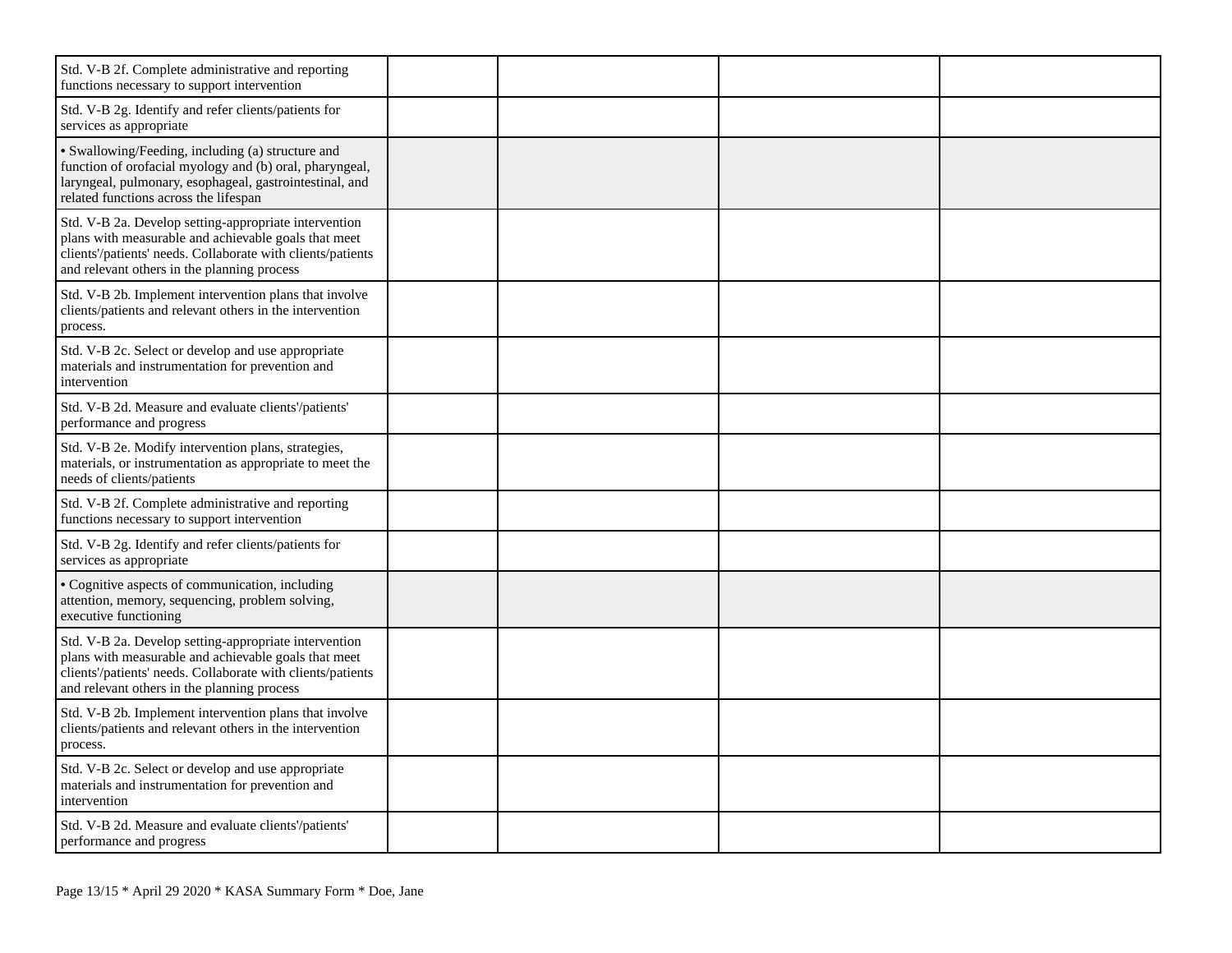| | | | | |
|---|---|---|---|---|
| Std. V-B 2f. Complete administrative and reporting functions necessary to support intervention | | | | |
| Std. V-B 2g. Identify and refer clients/patients for services as appropriate | | | | |
| • Swallowing/Feeding, including (a) structure and function of orofacial myology and (b) oral, pharyngeal, laryngeal, pulmonary, esophageal, gastrointestinal, and related functions across the lifespan | | | | |
| Std. V-B 2a. Develop setting-appropriate intervention plans with measurable and achievable goals that meet clients'/patients' needs. Collaborate with clients/patients and relevant others in the planning process | | | | |
| Std. V-B 2b. Implement intervention plans that involve clients/patients and relevant others in the intervention process. | | | | |
| Std. V-B 2c. Select or develop and use appropriate materials and instrumentation for prevention and intervention | | | | |
| Std. V-B 2d. Measure and evaluate clients'/patients' performance and progress | | | | |
| Std. V-B 2e. Modify intervention plans, strategies, materials, or instrumentation as appropriate to meet the needs of clients/patients | | | | |
| Std. V-B 2f. Complete administrative and reporting functions necessary to support intervention | | | | |
| Std. V-B 2g. Identify and refer clients/patients for services as appropriate | | | | |
| • Cognitive aspects of communication, including attention, memory, sequencing, problem solving, executive functioning | | | | |
| Std. V-B 2a. Develop setting-appropriate intervention plans with measurable and achievable goals that meet clients'/patients' needs. Collaborate with clients/patients and relevant others in the planning process | | | | |
| Std. V-B 2b. Implement intervention plans that involve clients/patients and relevant others in the intervention process. | | | | |
| Std. V-B 2c. Select or develop and use appropriate materials and instrumentation for prevention and intervention | | | | |
| Std. V-B 2d. Measure and evaluate clients'/patients' performance and progress | | | | |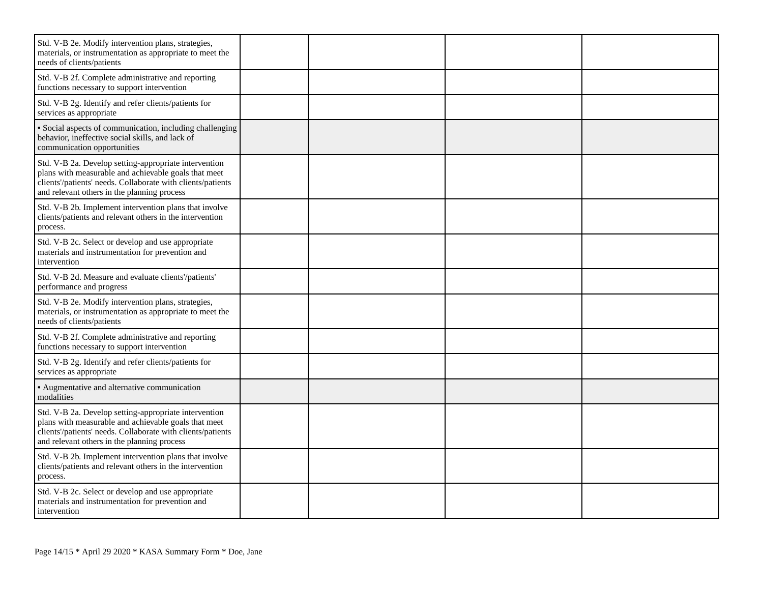| | | | | |
|---|---|---|---|---|
| Std. V-B 2e. Modify intervention plans, strategies, materials, or instrumentation as appropriate to meet the needs of clients/patients | | | | |
| Std. V-B 2f. Complete administrative and reporting functions necessary to support intervention | | | | |
| Std. V-B 2g. Identify and refer clients/patients for services as appropriate | | | | |
| • Social aspects of communication, including challenging behavior, ineffective social skills, and lack of communication opportunities | | | | |
| Std. V-B 2a. Develop setting-appropriate intervention plans with measurable and achievable goals that meet clients'/patients' needs. Collaborate with clients/patients and relevant others in the planning process | | | | |
| Std. V-B 2b. Implement intervention plans that involve clients/patients and relevant others in the intervention process. | | | | |
| Std. V-B 2c. Select or develop and use appropriate materials and instrumentation for prevention and intervention | | | | |
| Std. V-B 2d. Measure and evaluate clients'/patients' performance and progress | | | | |
| Std. V-B 2e. Modify intervention plans, strategies, materials, or instrumentation as appropriate to meet the needs of clients/patients | | | | |
| Std. V-B 2f. Complete administrative and reporting functions necessary to support intervention | | | | |
| Std. V-B 2g. Identify and refer clients/patients for services as appropriate | | | | |
| • Augmentative and alternative communication modalities | | | | |
| Std. V-B 2a. Develop setting-appropriate intervention plans with measurable and achievable goals that meet clients'/patients' needs. Collaborate with clients/patients and relevant others in the planning process | | | | |
| Std. V-B 2b. Implement intervention plans that involve clients/patients and relevant others in the intervention process. | | | | |
| Std. V-B 2c. Select or develop and use appropriate materials and instrumentation for prevention and intervention | | | | |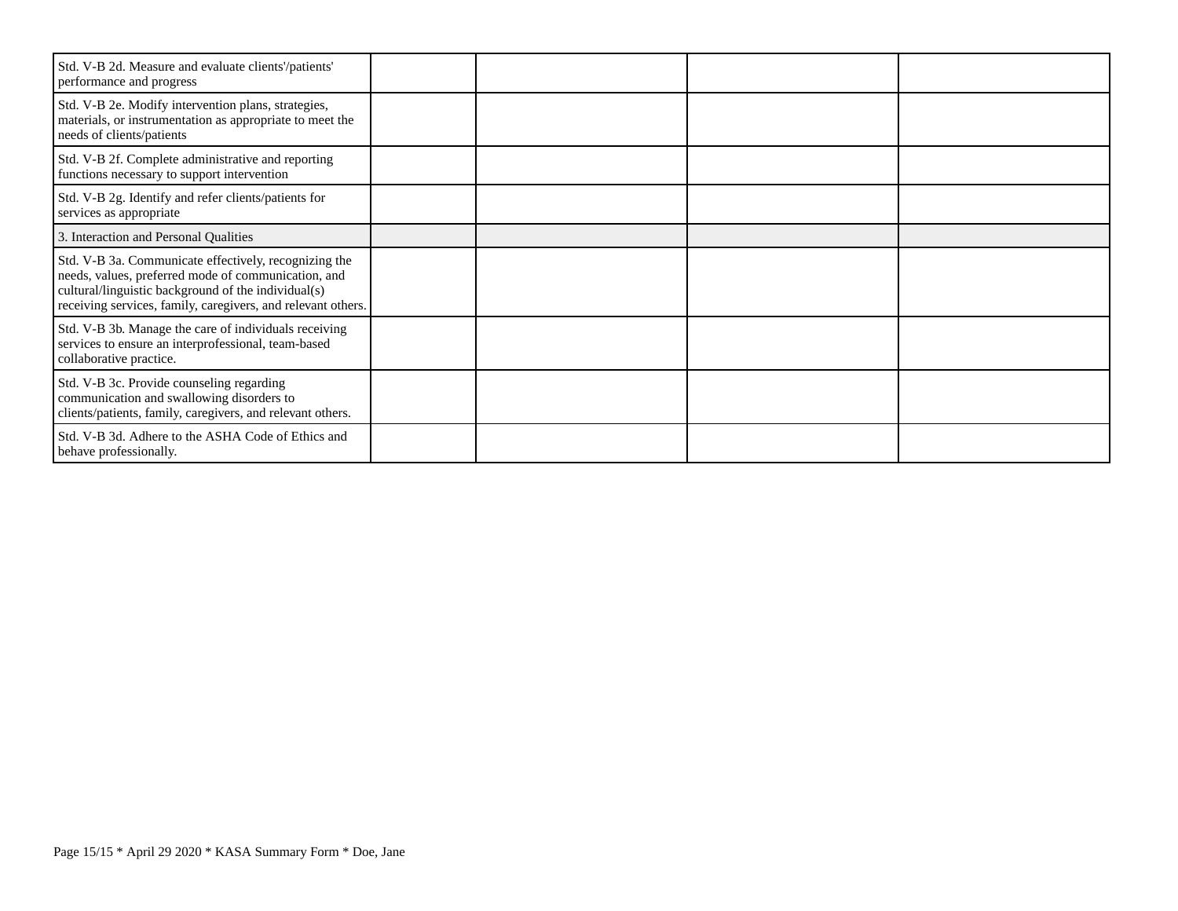| | | | | |
|---|---|---|---|---|
| Std. V-B 2d. Measure and evaluate clients'/patients' performance and progress | | | | |
| Std. V-B 2e. Modify intervention plans, strategies, materials, or instrumentation as appropriate to meet the needs of clients/patients | | | | |
| Std. V-B 2f. Complete administrative and reporting functions necessary to support intervention | | | | |
| Std. V-B 2g. Identify and refer clients/patients for services as appropriate | | | | |
| 3. Interaction and Personal Qualities | | | | |
| Std. V-B 3a. Communicate effectively, recognizing the needs, values, preferred mode of communication, and cultural/linguistic background of the individual(s) receiving services, family, caregivers, and relevant others. | | | | |
| Std. V-B 3b. Manage the care of individuals receiving services to ensure an interprofessional, team-based collaborative practice. | | | | |
| Std. V-B 3c. Provide counseling regarding communication and swallowing disorders to clients/patients, family, caregivers, and relevant others. | | | | |
| Std. V-B 3d. Adhere to the ASHA Code of Ethics and behave professionally. | | | | |